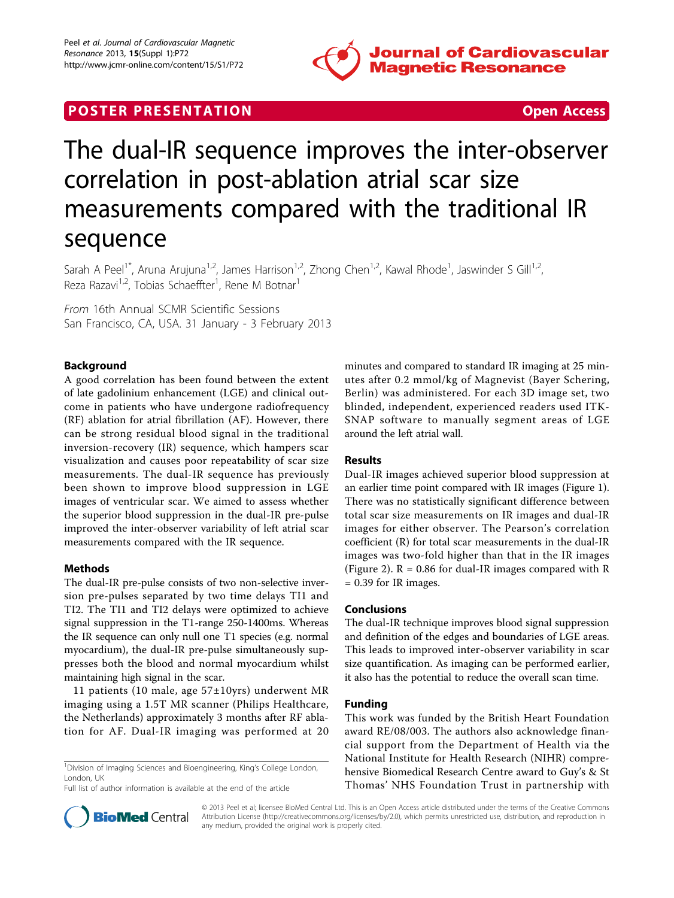POSTER PRESENTATION Open Access

# The dual-IR sequence improves the inter-observer correlation in post-ablation atrial scar size measurements compared with the traditional IR sequence

Sarah A Peel[1*], Aruna Arujuna[1,2], James Harrison[1,2], Zhong Chen[1,2], Kawal Rhode[1], Jaswinder S Gill[1,2], Reza Razavi[1,2], Tobias Schaeffter[1], Rene M Botnar[1]

*From* 16th Annual SCMR Scientific Sessions
San Francisco, CA, USA. 31 January - 3 February 2013

## Background

A good correlation has been found between the extent of late gadolinium enhancement (LGE) and clinical outcome in patients who have undergone radiofrequency (RF) ablation for atrial fibrillation (AF). However, there can be strong residual blood signal in the traditional inversion-recovery (IR) sequence, which hampers scar visualization and causes poor repeatability of scar size measurements. The dual-IR sequence has previously been shown to improve blood suppression in LGE images of ventricular scar. We aimed to assess whether the superior blood suppression in the dual-IR pre-pulse improved the inter-observer variability of left atrial scar measurements compared with the IR sequence.

## Methods

The dual-IR pre-pulse consists of two non-selective inversion pre-pulses separated by two time delays TI1 and TI2. The TI1 and TI2 delays were optimized to achieve signal suppression in the T1-range 250-1400ms. Whereas the IR sequence can only null one T1 species (e.g. normal myocardium), the dual-IR pre-pulse simultaneously suppresses both the blood and normal myocardium whilst maintaining high signal in the scar.

11 patients (10 male, age 57±10yrs) underwent MR imaging using a 1.5T MR scanner (Philips Healthcare, the Netherlands) approximately 3 months after RF ablation for AF. Dual-IR imaging was performed at 20 minutes and compared to standard IR imaging at 25 minutes after 0.2 mmol/kg of Magnevist (Bayer Schering, Berlin) was administered. For each 3D image set, two blinded, independent, experienced readers used ITK-SNAP software to manually segment areas of LGE around the left atrial wall.

## Results

Dual-IR images achieved superior blood suppression at an earlier time point compared with IR images (Figure 1). There was no statistically significant difference between total scar size measurements on IR images and dual-IR images for either observer. The Pearson's correlation coefficient (R) for total scar measurements in the dual-IR images was two-fold higher than that in the IR images (Figure 2). R = 0.86 for dual-IR images compared with R = 0.39 for IR images.

## Conclusions

The dual-IR technique improves blood signal suppression and definition of the edges and boundaries of LGE areas. This leads to improved inter-observer variability in scar size quantification. As imaging can be performed earlier, it also has the potential to reduce the overall scan time.

## Funding

This work was funded by the British Heart Foundation award RE/08/003. The authors also acknowledge financial support from the Department of Health via the National Institute for Health Research (NIHR) comprehensive Biomedical Research Centre award to Guy's & St Thomas' NHS Foundation Trust in partnership with

[1]Division of Imaging Sciences and Bioengineering, King's College London, London, UK

Full list of author information is available at the end of the article

© 2013 Peel et al; licensee BioMed Central Ltd. This is an Open Access article distributed under the terms of the Creative Commons Attribution License (http://creativecommons.org/licenses/by/2.0), which permits unrestricted use, distribution, and reproduction in any medium, provided the original work is properly cited.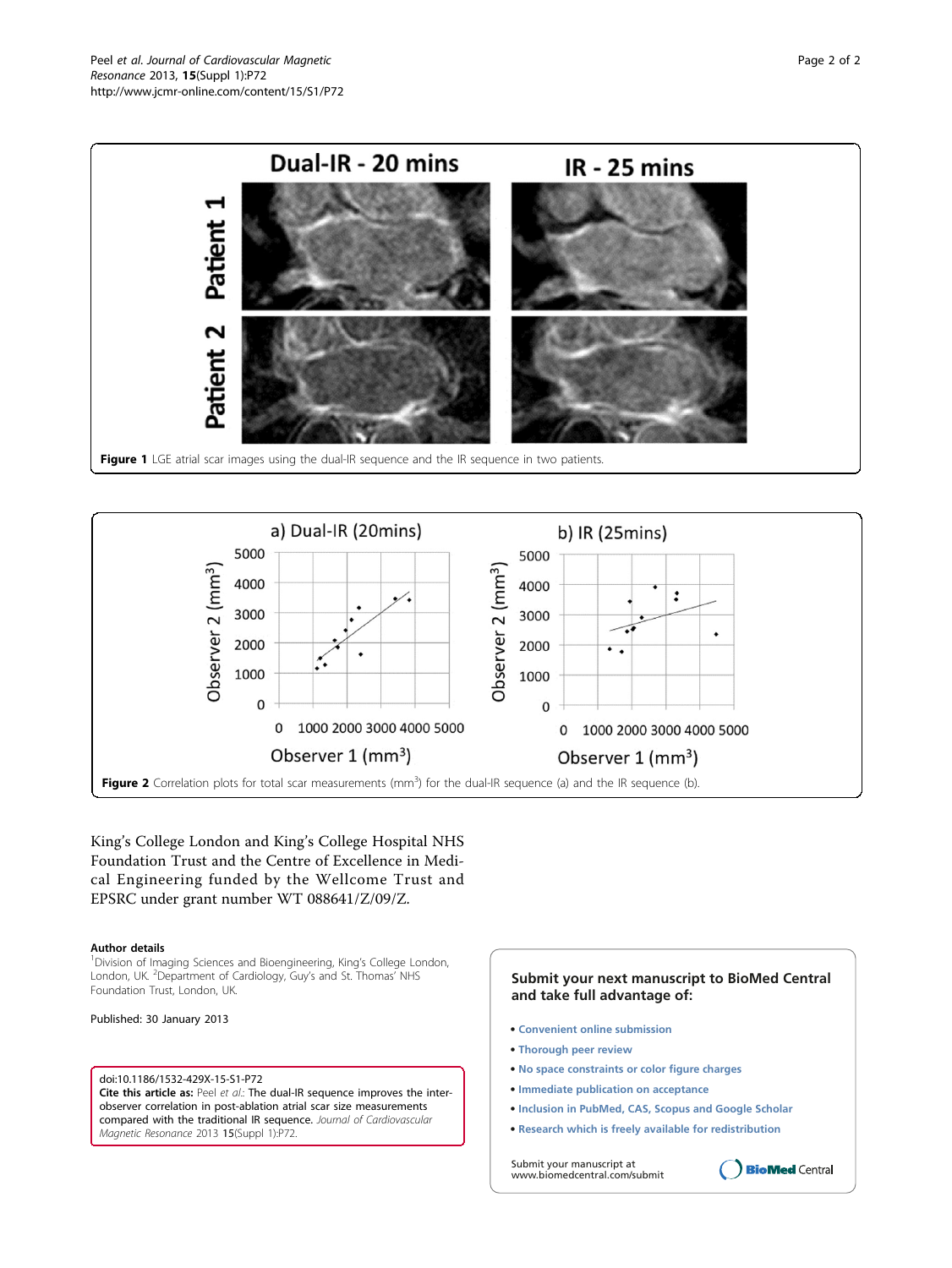Dual-IR - 20 mins

IR - 25 mins

Patient 1

Patient 2

**Figure 1** LGE atrial scar images using the dual-IR sequence and the IR sequence in two patients.

a) Dual-IR (20mins)

Observer 2 (mm$^3$)

5000
4000
3000
2000
1000
0

0 1000 2000 3000 4000 5000

Observer 1 (mm$^3$)

b) IR (25mins)

Observer 2 (mm$^3$)

5000
4000
3000
2000
1000
0

0 1000 2000 3000 4000 5000

Observer 1 (mm$^3$)

**Figure 2** Correlation plots for total scar measurements (mm$^3$) for the dual-IR sequence (a) and the IR sequence (b).

King's College London and King's College Hospital NHS Foundation Trust and the Centre of Excellence in Medical Engineering funded by the Wellcome Trust and EPSRC under grant number WT 088641/Z/09/Z.

#### Author details

[1]Division of Imaging Sciences and Bioengineering, King's College London, London, UK. [2]Department of Cardiology, Guy's and St. Thomas' NHS Foundation Trust, London, UK.

Published: 30 January 2013

doi:10.1186/1532-429X-15-S1-P72

**Cite this article as:** Peel *et al.*: The dual-IR sequence improves the inter-observer correlation in post-ablation atrial scar size measurements compared with the traditional IR sequence. *Journal of Cardiovascular Magnetic Resonance* 2013 **15**(Suppl 1):P72.

**Submit your next manuscript to BioMed Central and take full advantage of:**

- Convenient online submission
- Thorough peer review
- No space constraints or color figure charges
- Immediate publication on acceptance
- Inclusion in PubMed, CAS, Scopus and Google Scholar
- Research which is freely available for redistribution

Submit your manuscript at www.biomedcentral.com/submit

BioMed Central